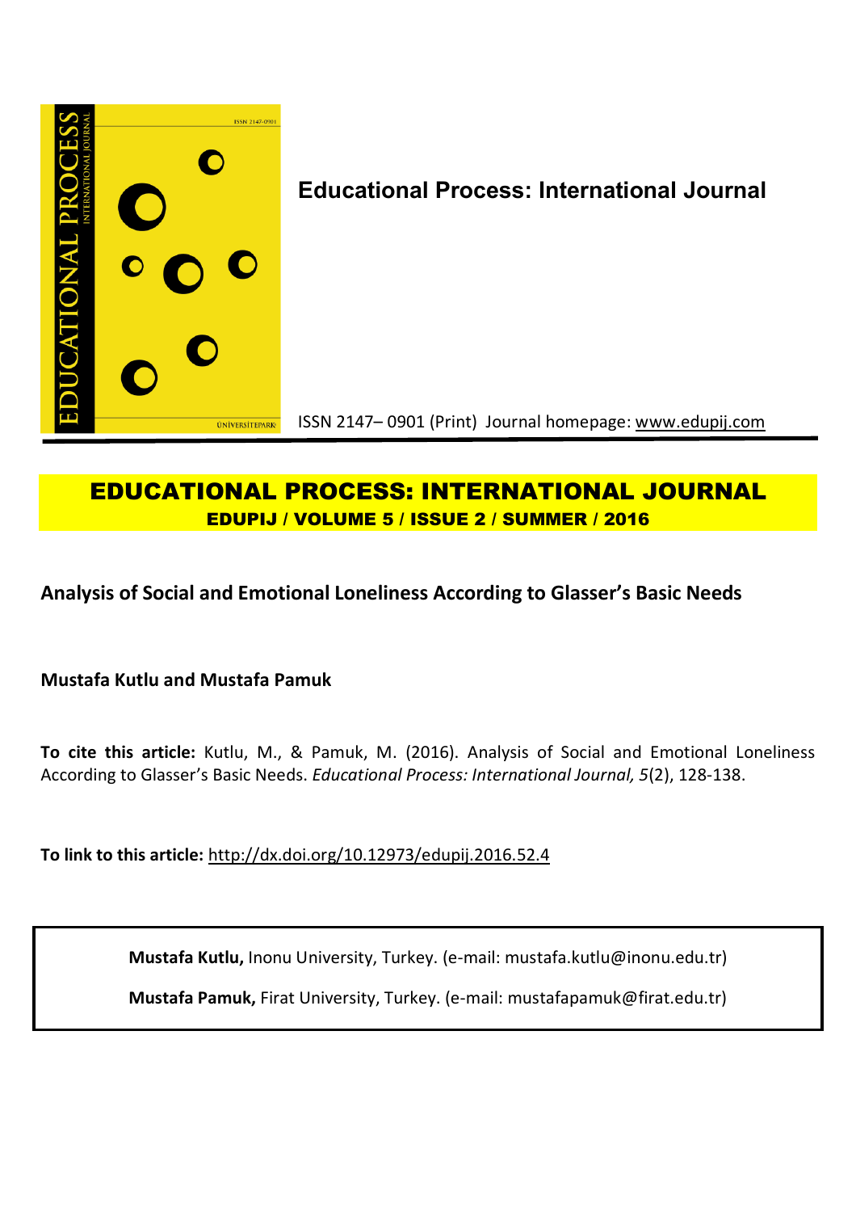**Educational Process: International Journal**

ISSN 2147– 0901 (Print) Journal homepage: www.edupij.com

# EDUCATIONAL PROCESS: INTERNATIONAL JOURNAL

**EDUPIJ / VOLUME 5 / ISSUE 2 / SUMMER / 2016**

## Analysis of Social and Emotional Loneliness According to Glasser's Basic Needs

**Mustafa Kutlu and Mustafa Pamuk**

**To cite this article:** Kutlu, M., & Pamuk, M. (2016). Analysis of Social and Emotional Loneliness According to Glasser's Basic Needs. *Educational Process: International Journal, 5*(2), 128-138.

**To link to this article:** http://dx.doi.org/10.12973/edupij.2016.52.4

**Mustafa Kutlu,** Inonu University, Turkey. (e-mail: mustafa.kutlu@inonu.edu.tr)

**Mustafa Pamuk,** Firat University, Turkey. (e-mail: mustafapamuk@firat.edu.tr)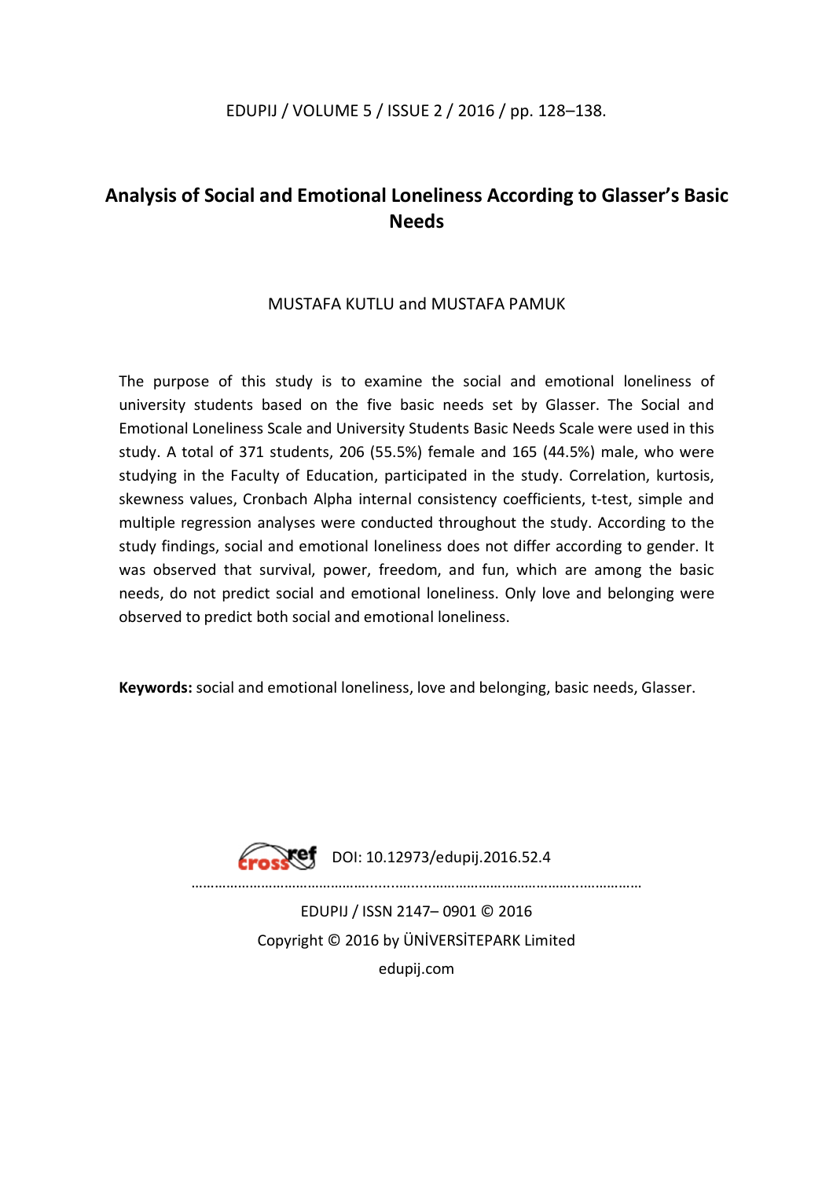# Analysis of Social and Emotional Loneliness According to Glasser's Basic Needs

MUSTAFA KUTLU and MUSTAFA PAMUK

The purpose of this study is to examine the social and emotional loneliness of university students based on the five basic needs set by Glasser. The Social and Emotional Loneliness Scale and University Students Basic Needs Scale were used in this study. A total of 371 students, 206 (55.5%) female and 165 (44.5%) male, who were studying in the Faculty of Education, participated in the study. Correlation, kurtosis, skewness values, Cronbach Alpha internal consistency coefficients, t-test, simple and multiple regression analyses were conducted throughout the study. According to the study findings, social and emotional loneliness does not differ according to gender. It was observed that survival, power, freedom, and fun, which are among the basic needs, do not predict social and emotional loneliness. Only love and belonging were observed to predict both social and emotional loneliness.

**Keywords:** social and emotional loneliness, love and belonging, basic needs, Glasser.

DOI: 10.12973/edupij.2016.52.4

EDUPIJ / ISSN 2147– 0901 © 2016
Copyright © 2016 by ÜNİVERSİTEPARK Limited
edupij.com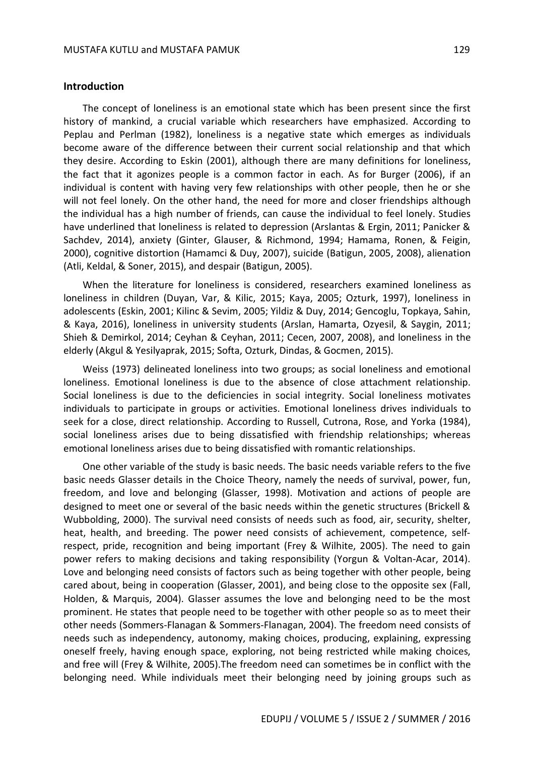## Introduction

The concept of loneliness is an emotional state which has been present since the first history of mankind, a crucial variable which researchers have emphasized. According to Peplau and Perlman (1982), loneliness is a negative state which emerges as individuals become aware of the difference between their current social relationship and that which they desire. According to Eskin (2001), although there are many definitions for loneliness, the fact that it agonizes people is a common factor in each. As for Burger (2006), if an individual is content with having very few relationships with other people, then he or she will not feel lonely. On the other hand, the need for more and closer friendships although the individual has a high number of friends, can cause the individual to feel lonely. Studies have underlined that loneliness is related to depression (Arslantas & Ergin, 2011; Panicker & Sachdev, 2014), anxiety (Ginter, Glauser, & Richmond, 1994; Hamama, Ronen, & Feigin, 2000), cognitive distortion (Hamamci & Duy, 2007), suicide (Batigun, 2005, 2008), alienation (Atli, Keldal, & Soner, 2015), and despair (Batigun, 2005).

When the literature for loneliness is considered, researchers examined loneliness as loneliness in children (Duyan, Var, & Kilic, 2015; Kaya, 2005; Ozturk, 1997), loneliness in adolescents (Eskin, 2001; Kilinc & Sevim, 2005; Yildiz & Duy, 2014; Gencoglu, Topkaya, Sahin, & Kaya, 2016), loneliness in university students (Arslan, Hamarta, Ozyesil, & Saygin, 2011; Shieh & Demirkol, 2014; Ceyhan & Ceyhan, 2011; Cecen, 2007, 2008), and loneliness in the elderly (Akgul & Yesilyaprak, 2015; Softa, Ozturk, Dindas, & Gocmen, 2015).

Weiss (1973) delineated loneliness into two groups; as social loneliness and emotional loneliness. Emotional loneliness is due to the absence of close attachment relationship. Social loneliness is due to the deficiencies in social integrity. Social loneliness motivates individuals to participate in groups or activities. Emotional loneliness drives individuals to seek for a close, direct relationship. According to Russell, Cutrona, Rose, and Yorka (1984), social loneliness arises due to being dissatisfied with friendship relationships; whereas emotional loneliness arises due to being dissatisfied with romantic relationships.

One other variable of the study is basic needs. The basic needs variable refers to the five basic needs Glasser details in the Choice Theory, namely the needs of survival, power, fun, freedom, and love and belonging (Glasser, 1998). Motivation and actions of people are designed to meet one or several of the basic needs within the genetic structures (Brickell & Wubbolding, 2000). The survival need consists of needs such as food, air, security, shelter, heat, health, and breeding. The power need consists of achievement, competence, self-respect, pride, recognition and being important (Frey & Wilhite, 2005). The need to gain power refers to making decisions and taking responsibility (Yorgun & Voltan-Acar, 2014). Love and belonging need consists of factors such as being together with other people, being cared about, being in cooperation (Glasser, 2001), and being close to the opposite sex (Fall, Holden, & Marquis, 2004). Glasser assumes the love and belonging need to be the most prominent. He states that people need to be together with other people so as to meet their other needs (Sommers-Flanagan & Sommers-Flanagan, 2004). The freedom need consists of needs such as independency, autonomy, making choices, producing, explaining, expressing oneself freely, having enough space, exploring, not being restricted while making choices, and free will (Frey & Wilhite, 2005).The freedom need can sometimes be in conflict with the belonging need. While individuals meet their belonging need by joining groups such as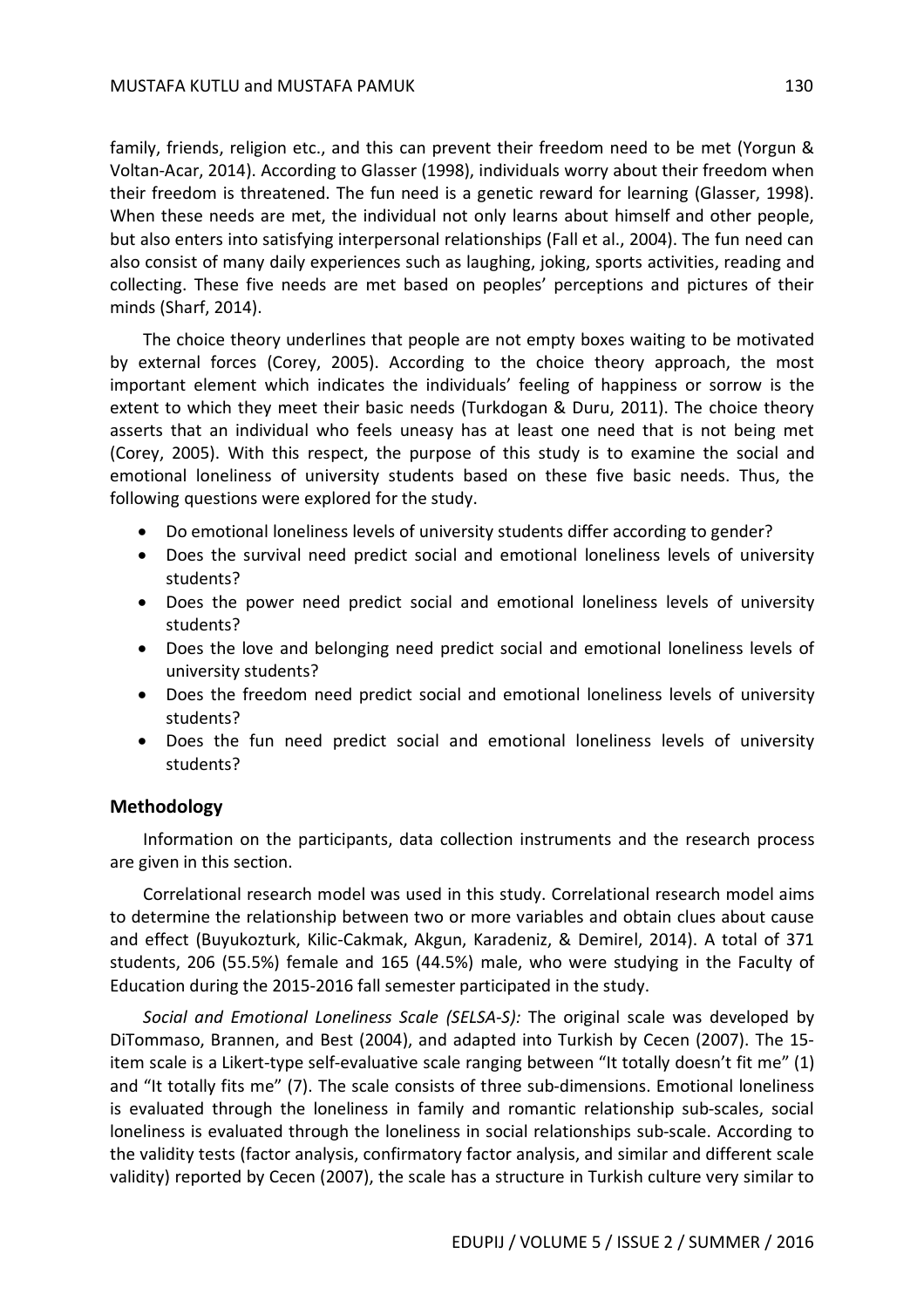family, friends, religion etc., and this can prevent their freedom need to be met (Yorgun & Voltan-Acar, 2014). According to Glasser (1998), individuals worry about their freedom when their freedom is threatened. The fun need is a genetic reward for learning (Glasser, 1998). When these needs are met, the individual not only learns about himself and other people, but also enters into satisfying interpersonal relationships (Fall et al., 2004). The fun need can also consist of many daily experiences such as laughing, joking, sports activities, reading and collecting. These five needs are met based on peoples' perceptions and pictures of their minds (Sharf, 2014).

The choice theory underlines that people are not empty boxes waiting to be motivated by external forces (Corey, 2005). According to the choice theory approach, the most important element which indicates the individuals' feeling of happiness or sorrow is the extent to which they meet their basic needs (Turkdogan & Duru, 2011). The choice theory asserts that an individual who feels uneasy has at least one need that is not being met (Corey, 2005). With this respect, the purpose of this study is to examine the social and emotional loneliness of university students based on these five basic needs. Thus, the following questions were explored for the study.

- Do emotional loneliness levels of university students differ according to gender?
- Does the survival need predict social and emotional loneliness levels of university students?
- Does the power need predict social and emotional loneliness levels of university students?
- Does the love and belonging need predict social and emotional loneliness levels of university students?
- Does the freedom need predict social and emotional loneliness levels of university students?
- Does the fun need predict social and emotional loneliness levels of university students?

## Methodology

Information on the participants, data collection instruments and the research process are given in this section.

Correlational research model was used in this study. Correlational research model aims to determine the relationship between two or more variables and obtain clues about cause and effect (Buyukozturk, Kilic-Cakmak, Akgun, Karadeniz, & Demirel, 2014). A total of 371 students, 206 (55.5%) female and 165 (44.5%) male, who were studying in the Faculty of Education during the 2015-2016 fall semester participated in the study.

*Social and Emotional Loneliness Scale (SELSA-S):* The original scale was developed by DiTommaso, Brannen, and Best (2004), and adapted into Turkish by Cecen (2007). The 15-item scale is a Likert-type self-evaluative scale ranging between "It totally doesn't fit me" (1) and "It totally fits me" (7). The scale consists of three sub-dimensions. Emotional loneliness is evaluated through the loneliness in family and romantic relationship sub-scales, social loneliness is evaluated through the loneliness in social relationships sub-scale. According to the validity tests (factor analysis, confirmatory factor analysis, and similar and different scale validity) reported by Cecen (2007), the scale has a structure in Turkish culture very similar to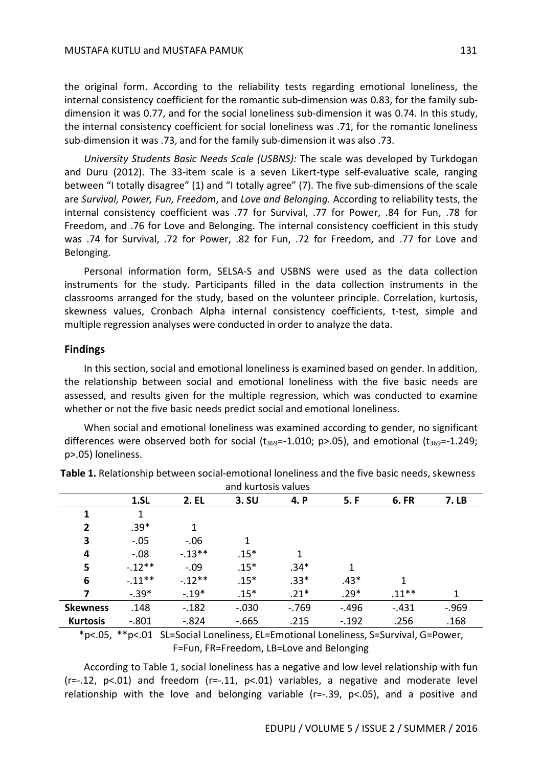the original form. According to the reliability tests regarding emotional loneliness, the internal consistency coefficient for the romantic sub-dimension was 0.83, for the family sub-dimension it was 0.77, and for the social loneliness sub-dimension it was 0.74. In this study, the internal consistency coefficient for social loneliness was .71, for the romantic loneliness sub-dimension it was .73, and for the family sub-dimension it was also .73.

*University Students Basic Needs Scale (USBNS):* The scale was developed by Turkdogan and Duru (2012). The 33-item scale is a seven Likert-type self-evaluative scale, ranging between "I totally disagree" (1) and "I totally agree" (7). The five sub-dimensions of the scale are *Survival, Power, Fun, Freedom*, and *Love and Belonging.* According to reliability tests, the internal consistency coefficient was .77 for Survival, .77 for Power, .84 for Fun, .78 for Freedom, and .76 for Love and Belonging. The internal consistency coefficient in this study was .74 for Survival, .72 for Power, .82 for Fun, .72 for Freedom, and .77 for Love and Belonging.

Personal information form, SELSA-S and USBNS were used as the data collection instruments for the study. Participants filled in the data collection instruments in the classrooms arranged for the study, based on the volunteer principle. Correlation, kurtosis, skewness values, Cronbach Alpha internal consistency coefficients, t-test, simple and multiple regression analyses were conducted in order to analyze the data.

## Findings

In this section, social and emotional loneliness is examined based on gender. In addition, the relationship between social and emotional loneliness with the five basic needs are assessed, and results given for the multiple regression, which was conducted to examine whether or not the five basic needs predict social and emotional loneliness.

When social and emotional loneliness was examined according to gender, no significant differences were observed both for social ($t_{369}$=-1.010; p>.05), and emotional ($t_{369}$=-1.249; p>.05) loneliness.

**Table 1.** Relationship between social-emotional loneliness and the five basic needs, skewness and kurtosis values

| | 1.SL | 2. EL | 3. SU | 4. P | 5. F | 6. FR | 7. LB |
|---|---|---|---|---|---|---|---|
| **1** | 1 | | | | | | |
| **2** | .39* | 1 | | | | | |
| **3** | -.05 | -.06 | 1 | | | | |
| **4** | -.08 | -.13** | .15* | 1 | | | |
| **5** | -.12** | -.09 | .15* | .34* | 1 | | |
| **6** | -.11** | -.12** | .15* | .33* | .43* | 1 | |
| **7** | -.39* | -.19* | .15* | .21* | .29* | .11** | 1 |
| **Skewness** | .148 | -.182 | -.030 | -.769 | -.496 | -.431 | -.969 |
| **Kurtosis** | -.801 | -.824 | -.665 | .215 | -.192 | .256 | .168 |

*p<.05, **p<.01 SL=Social Loneliness, EL=Emotional Loneliness, S=Survival, G=Power, F=Fun, FR=Freedom, LB=Love and Belonging

According to Table 1, social loneliness has a negative and low level relationship with fun (r=-.12, p<.01) and freedom (r=-.11, p<.01) variables, a negative and moderate level relationship with the love and belonging variable (r=-.39, p<.05), and a positive and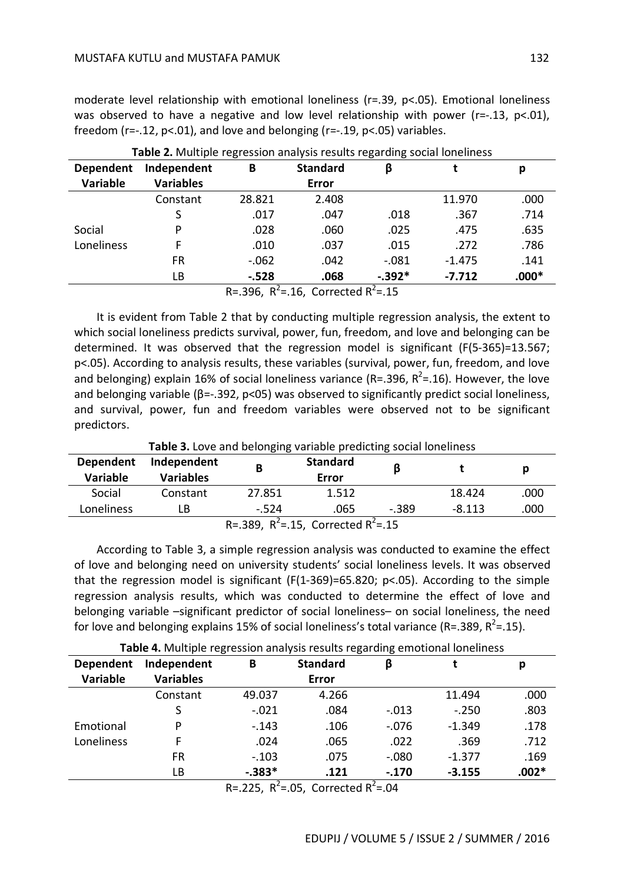moderate level relationship with emotional loneliness ($r=.39$, $p<.05$). Emotional loneliness was observed to have a negative and low level relationship with power ($r=-.13$, $p<.01$), freedom ($r=-.12$, $p<.01$), and love and belonging ($r=-.19$, $p<.05$) variables.

**Table 2.** Multiple regression analysis results regarding social loneliness

| Dependent Variable | Independent Variables | B | Standard Error | β | t | p |
|---|---|---|---|---|---|---|
| Social Loneliness | Constant | 28.821 | 2.408 | | 11.970 | .000 |
| | S | .017 | .047 | .018 | .367 | .714 |
| | P | .028 | .060 | .025 | .475 | .635 |
| | F | .010 | .037 | .015 | .272 | .786 |
| | FR | -.062 | .042 | -.081 | -1.475 | .141 |
| | LB | **-.528** | **.068** | **-.392*** | **-7.712** | **.000*** |

$R=.396$, $R^2=.16$, Corrected $R^2=.15$

It is evident from Table 2 that by conducting multiple regression analysis, the extent to which social loneliness predicts survival, power, fun, freedom, and love and belonging can be determined. It was observed that the regression model is significant ($F(5\text{-}365)=13.567$; $p<.05$). According to analysis results, these variables (survival, power, fun, freedom, and love and belonging) explain 16% of social loneliness variance ($R=.396$, $R^2=.16$). However, the love and belonging variable ($\beta=-.392$, $p<05$) was observed to significantly predict social loneliness, and survival, power, fun and freedom variables were observed not to be significant predictors.

**Table 3.** Love and belonging variable predicting social loneliness

| Dependent Variable | Independent Variables | B | Standard Error | β | t | p |
|---|---|---|---|---|---|---|
| Social | Constant | 27.851 | 1.512 | | 18.424 | .000 |
| Loneliness | LB | -.524 | .065 | -.389 | -8.113 | .000 |

$R=.389$, $R^2=.15$, Corrected $R^2=.15$

According to Table 3, a simple regression analysis was conducted to examine the effect of love and belonging need on university students' social loneliness levels. It was observed that the regression model is significant ($F(1\text{-}369)=65.820$; $p<.05$). According to the simple regression analysis results, which was conducted to determine the effect of love and belonging variable –significant predictor of social loneliness– on social loneliness, the need for love and belonging explains 15% of social loneliness's total variance ($R=.389$, $R^2=.15$).

**Table 4.** Multiple regression analysis results regarding emotional loneliness

| Dependent Variable | Independent Variables | B | Standard Error | β | t | p |
|---|---|---|---|---|---|---|
| Emotional Loneliness | Constant | 49.037 | 4.266 | | 11.494 | .000 |
| | S | -.021 | .084 | -.013 | -.250 | .803 |
| | P | -.143 | .106 | -.076 | -1.349 | .178 |
| | F | .024 | .065 | .022 | .369 | .712 |
| | FR | -.103 | .075 | -.080 | -1.377 | .169 |
| | LB | **-.383*** | **.121** | **-.170** | **-3.155** | **.002*** |

$R=.225$, $R^2=.05$, Corrected $R^2=.04$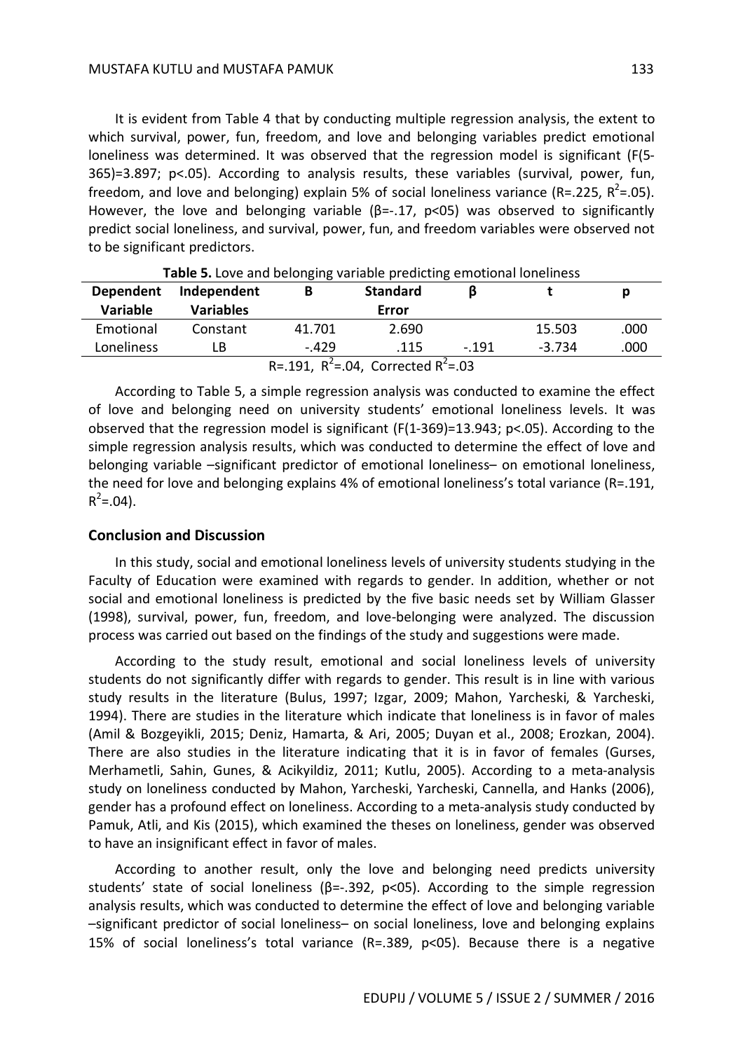It is evident from Table 4 that by conducting multiple regression analysis, the extent to which survival, power, fun, freedom, and love and belonging variables predict emotional loneliness was determined. It was observed that the regression model is significant ($F(5\text{-}365)=3.897$; $p<.05$). According to analysis results, these variables (survival, power, fun, freedom, and love and belonging) explain 5% of social loneliness variance ($R=.225$, $R^2=.05$). However, the love and belonging variable ($\beta=-.17$, $p<05$) was observed to significantly predict social loneliness, and survival, power, fun, and freedom variables were observed not to be significant predictors.

**Table 5.** Love and belonging variable predicting emotional loneliness

| Dependent Variable | Independent Variables | B | Standard Error | β | t | p |
|---|---|---|---|---|---|---|
| Emotional | Constant | 41.701 | 2.690 | | 15.503 | .000 |
| Loneliness | LB | -.429 | .115 | -.191 | -3.734 | .000 |
| $R=.191$, $R^2=.04$, Corrected $R^2=.03$ | | | | | | |

According to Table 5, a simple regression analysis was conducted to examine the effect of love and belonging need on university students' emotional loneliness levels. It was observed that the regression model is significant ($F(1\text{-}369)=13.943$; $p<.05$). According to the simple regression analysis results, which was conducted to determine the effect of love and belonging variable –significant predictor of emotional loneliness– on emotional loneliness, the need for love and belonging explains 4% of emotional loneliness's total variance ($R=.191$, $R^2=.04$).

## Conclusion and Discussion

In this study, social and emotional loneliness levels of university students studying in the Faculty of Education were examined with regards to gender. In addition, whether or not social and emotional loneliness is predicted by the five basic needs set by William Glasser (1998), survival, power, fun, freedom, and love-belonging were analyzed. The discussion process was carried out based on the findings of the study and suggestions were made.

According to the study result, emotional and social loneliness levels of university students do not significantly differ with regards to gender. This result is in line with various study results in the literature (Bulus, 1997; Izgar, 2009; Mahon, Yarcheski, & Yarcheski, 1994). There are studies in the literature which indicate that loneliness is in favor of males (Amil & Bozgeyikli, 2015; Deniz, Hamarta, & Ari, 2005; Duyan et al., 2008; Erozkan, 2004). There are also studies in the literature indicating that it is in favor of females (Gurses, Merhametli, Sahin, Gunes, & Acikyildiz, 2011; Kutlu, 2005). According to a meta-analysis study on loneliness conducted by Mahon, Yarcheski, Yarcheski, Cannella, and Hanks (2006), gender has a profound effect on loneliness. According to a meta-analysis study conducted by Pamuk, Atli, and Kis (2015), which examined the theses on loneliness, gender was observed to have an insignificant effect in favor of males.

According to another result, only the love and belonging need predicts university students' state of social loneliness ($\beta=-.392$, $p<05$). According to the simple regression analysis results, which was conducted to determine the effect of love and belonging variable –significant predictor of social loneliness– on social loneliness, love and belonging explains 15% of social loneliness's total variance ($R=.389$, $p<05$). Because there is a negative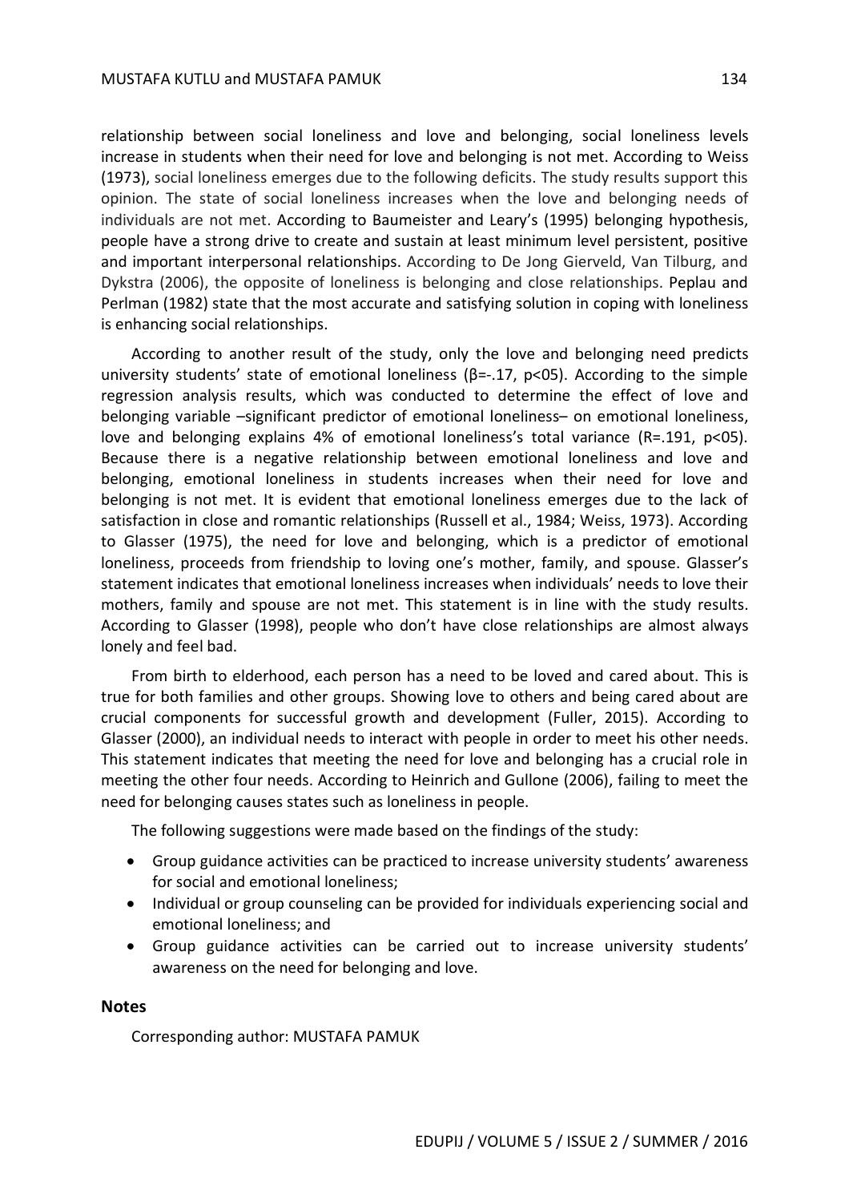relationship between social loneliness and love and belonging, social loneliness levels increase in students when their need for love and belonging is not met. According to Weiss (1973), social loneliness emerges due to the following deficits. The study results support this opinion. The state of social loneliness increases when the love and belonging needs of individuals are not met. According to Baumeister and Leary's (1995) belonging hypothesis, people have a strong drive to create and sustain at least minimum level persistent, positive and important interpersonal relationships. According to De Jong Gierveld, Van Tilburg, and Dykstra (2006), the opposite of loneliness is belonging and close relationships. Peplau and Perlman (1982) state that the most accurate and satisfying solution in coping with loneliness is enhancing social relationships.

According to another result of the study, only the love and belonging need predicts university students' state of emotional loneliness ($\beta$=-.17, p<05). According to the simple regression analysis results, which was conducted to determine the effect of love and belonging variable –significant predictor of emotional loneliness– on emotional loneliness, love and belonging explains 4% of emotional loneliness's total variance (R=.191, p<05). Because there is a negative relationship between emotional loneliness and love and belonging, emotional loneliness in students increases when their need for love and belonging is not met. It is evident that emotional loneliness emerges due to the lack of satisfaction in close and romantic relationships (Russell et al., 1984; Weiss, 1973). According to Glasser (1975), the need for love and belonging, which is a predictor of emotional loneliness, proceeds from friendship to loving one's mother, family, and spouse. Glasser's statement indicates that emotional loneliness increases when individuals' needs to love their mothers, family and spouse are not met. This statement is in line with the study results. According to Glasser (1998), people who don't have close relationships are almost always lonely and feel bad.

From birth to elderhood, each person has a need to be loved and cared about. This is true for both families and other groups. Showing love to others and being cared about are crucial components for successful growth and development (Fuller, 2015). According to Glasser (2000), an individual needs to interact with people in order to meet his other needs. This statement indicates that meeting the need for love and belonging has a crucial role in meeting the other four needs. According to Heinrich and Gullone (2006), failing to meet the need for belonging causes states such as loneliness in people.

The following suggestions were made based on the findings of the study:

- Group guidance activities can be practiced to increase university students' awareness for social and emotional loneliness;
- Individual or group counseling can be provided for individuals experiencing social and emotional loneliness; and
- Group guidance activities can be carried out to increase university students' awareness on the need for belonging and love.

## Notes

Corresponding author: MUSTAFA PAMUK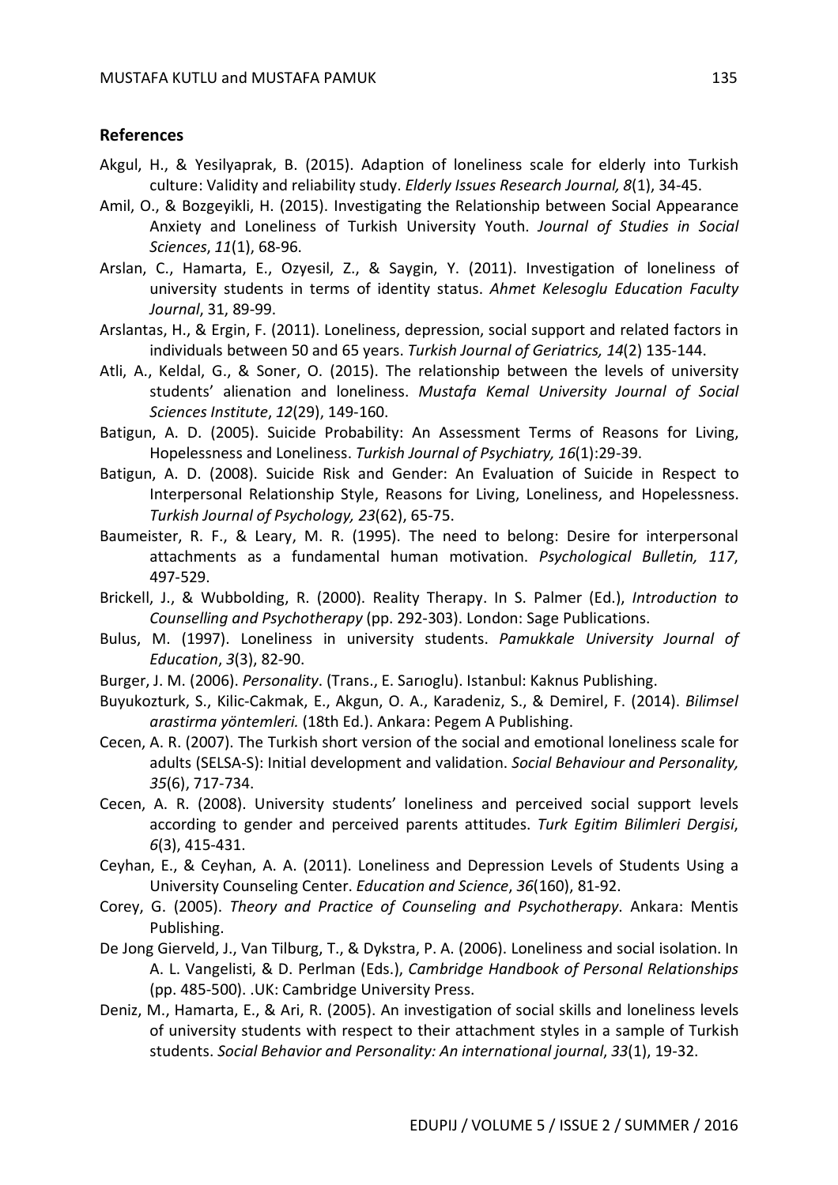## References

Akgul, H., & Yesilyaprak, B. (2015). Adaption of loneliness scale for elderly into Turkish culture: Validity and reliability study. *Elderly Issues Research Journal, 8*(1), 34-45.

Amil, O., & Bozgeyikli, H. (2015). Investigating the Relationship between Social Appearance Anxiety and Loneliness of Turkish University Youth. *Journal of Studies in Social Sciences*, *11*(1), 68-96.

Arslan, C., Hamarta, E., Ozyesil, Z., & Saygin, Y. (2011). Investigation of loneliness of university students in terms of identity status. *Ahmet Kelesoglu Education Faculty Journal*, 31, 89-99.

Arslantas, H., & Ergin, F. (2011). Loneliness, depression, social support and related factors in individuals between 50 and 65 years. *Turkish Journal of Geriatrics, 14*(2) 135-144.

Atli, A., Keldal, G., & Soner, O. (2015). The relationship between the levels of university students' alienation and loneliness. *Mustafa Kemal University Journal of Social Sciences Institute*, *12*(29), 149-160.

Batigun, A. D. (2005). Suicide Probability: An Assessment Terms of Reasons for Living, Hopelessness and Loneliness. *Turkish Journal of Psychiatry, 16*(1):29-39.

Batigun, A. D. (2008). Suicide Risk and Gender: An Evaluation of Suicide in Respect to Interpersonal Relationship Style, Reasons for Living, Loneliness, and Hopelessness. *Turkish Journal of Psychology, 23*(62), 65-75.

Baumeister, R. F., & Leary, M. R. (1995). The need to belong: Desire for interpersonal attachments as a fundamental human motivation. *Psychological Bulletin, 117*, 497-529.

Brickell, J., & Wubbolding, R. (2000). Reality Therapy. In S. Palmer (Ed.), *Introduction to Counselling and Psychotherapy* (pp. 292-303). London: Sage Publications.

Bulus, M. (1997). Loneliness in university students. *Pamukkale University Journal of Education*, *3*(3), 82-90.

Burger, J. M. (2006). *Personality*. (Trans., E. Sarıoglu). Istanbul: Kaknus Publishing.

Buyukozturk, S., Kilic-Cakmak, E., Akgun, O. A., Karadeniz, S., & Demirel, F. (2014). *Bilimsel arastirma yöntemleri.* (18th Ed.). Ankara: Pegem A Publishing.

Cecen, A. R. (2007). The Turkish short version of the social and emotional loneliness scale for adults (SELSA-S): Initial development and validation. *Social Behaviour and Personality, 35*(6), 717-734.

Cecen, A. R. (2008). University students' loneliness and perceived social support levels according to gender and perceived parents attitudes. *Turk Egitim Bilimleri Dergisi*, *6*(3), 415-431.

Ceyhan, E., & Ceyhan, A. A. (2011). Loneliness and Depression Levels of Students Using a University Counseling Center. *Education and Science*, *36*(160), 81-92.

Corey, G. (2005). *Theory and Practice of Counseling and Psychotherapy*. Ankara: Mentis Publishing.

De Jong Gierveld, J., Van Tilburg, T., & Dykstra, P. A. (2006). Loneliness and social isolation. In A. L. Vangelisti, & D. Perlman (Eds.), *Cambridge Handbook of Personal Relationships* (pp. 485-500). .UK: Cambridge University Press.

Deniz, M., Hamarta, E., & Ari, R. (2005). An investigation of social skills and loneliness levels of university students with respect to their attachment styles in a sample of Turkish students. *Social Behavior and Personality: An international journal*, *33*(1), 19-32.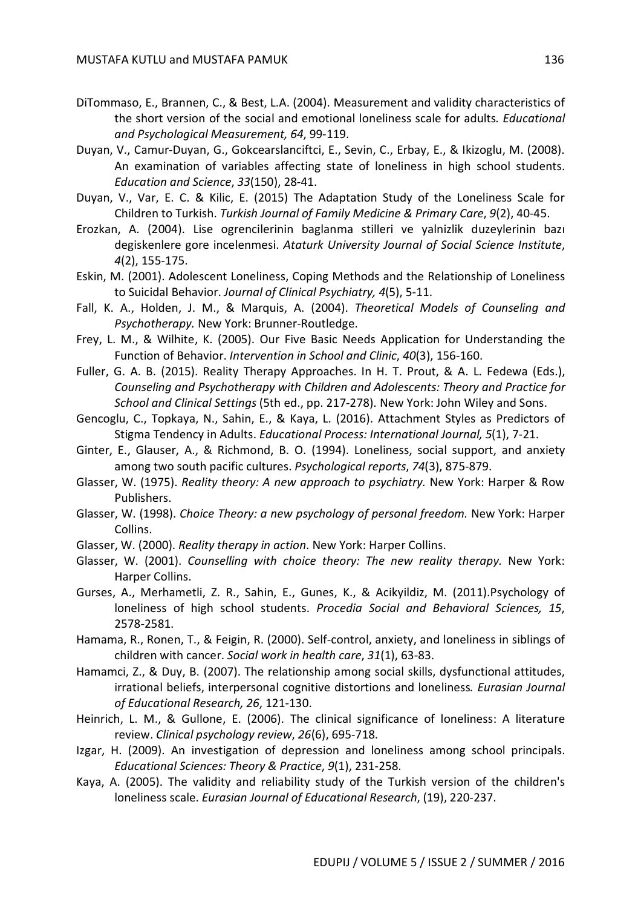DiTommaso, E., Brannen, C., & Best, L.A. (2004). Measurement and validity characteristics of the short version of the social and emotional loneliness scale for adults. *Educational and Psychological Measurement, 64*, 99-119.

Duyan, V., Camur-Duyan, G., Gokcearslanciftci, E., Sevin, C., Erbay, E., & Ikizoglu, M. (2008). An examination of variables affecting state of loneliness in high school students. *Education and Science*, *33*(150), 28-41.

Duyan, V., Var, E. C. & Kilic, E. (2015) The Adaptation Study of the Loneliness Scale for Children to Turkish. *Turkish Journal of Family Medicine & Primary Care*, *9*(2), 40-45.

Erozkan, A. (2004). Lise ogrencilerinin baglanma stilleri ve yalnizlik duzeylerinin bazı degiskenlere gore incelenmesi. *Ataturk University Journal of Social Science Institute*, *4*(2), 155-175.

Eskin, M. (2001). Adolescent Loneliness, Coping Methods and the Relationship of Loneliness to Suicidal Behavior. *Journal of Clinical Psychiatry, 4*(5), 5-11.

Fall, K. A., Holden, J. M., & Marquis, A. (2004). *Theoretical Models of Counseling and Psychotherapy.* New York: Brunner-Routledge.

Frey, L. M., & Wilhite, K. (2005). Our Five Basic Needs Application for Understanding the Function of Behavior. *Intervention in School and Clinic*, *40*(3), 156-160.

Fuller, G. A. B. (2015). Reality Therapy Approaches. In H. T. Prout, & A. L. Fedewa (Eds.), *Counseling and Psychotherapy with Children and Adolescents: Theory and Practice for School and Clinical Settings* (5th ed., pp. 217-278). New York: John Wiley and Sons.

Gencoglu, C., Topkaya, N., Sahin, E., & Kaya, L. (2016). Attachment Styles as Predictors of Stigma Tendency in Adults. *Educational Process: International Journal, 5*(1), 7-21.

Ginter, E., Glauser, A., & Richmond, B. O. (1994). Loneliness, social support, and anxiety among two south pacific cultures. *Psychological reports*, *74*(3), 875-879.

Glasser, W. (1975). *Reality theory: A new approach to psychiatry.* New York: Harper & Row Publishers.

Glasser, W. (1998). *Choice Theory: a new psychology of personal freedom.* New York: Harper Collins.

Glasser, W. (2000). *Reality therapy in action*. New York: Harper Collins.

Glasser, W. (2001). *Counselling with choice theory: The new reality therapy.* New York: Harper Collins.

Gurses, A., Merhametli, Z. R., Sahin, E., Gunes, K., & Acikyildiz, M. (2011).Psychology of loneliness of high school students. *Procedia Social and Behavioral Sciences, 15*, 2578-2581.

Hamama, R., Ronen, T., & Feigin, R. (2000). Self-control, anxiety, and loneliness in siblings of children with cancer. *Social work in health care*, *31*(1), 63-83.

Hamamci, Z., & Duy, B. (2007). The relationship among social skills, dysfunctional attitudes, irrational beliefs, interpersonal cognitive distortions and loneliness. *Eurasian Journal of Educational Research, 26*, 121-130.

Heinrich, L. M., & Gullone, E. (2006). The clinical significance of loneliness: A literature review. *Clinical psychology review*, *26*(6), 695-718.

Izgar, H. (2009). An investigation of depression and loneliness among school principals. *Educational Sciences: Theory & Practice*, *9*(1), 231-258.

Kaya, A. (2005). The validity and reliability study of the Turkish version of the children's loneliness scale. *Eurasian Journal of Educational Research*, (19), 220-237.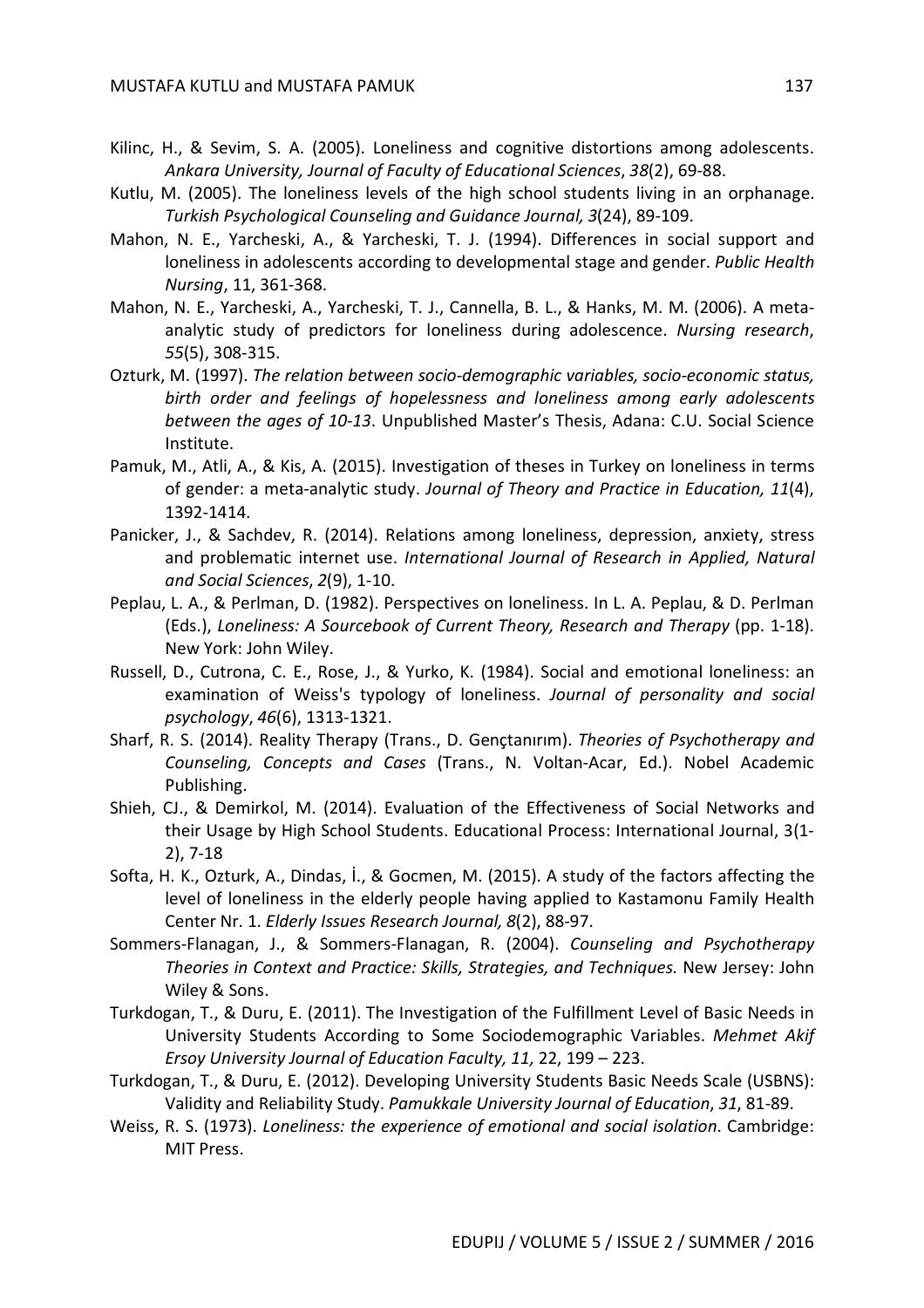Kilinc, H., & Sevim, S. A. (2005). Loneliness and cognitive distortions among adolescents. *Ankara University, Journal of Faculty of Educational Sciences*, *38*(2), 69-88.

Kutlu, M. (2005). The loneliness levels of the high school students living in an orphanage. *Turkish Psychological Counseling and Guidance Journal, 3*(24), 89-109.

Mahon, N. E., Yarcheski, A., & Yarcheski, T. J. (1994). Differences in social support and loneliness in adolescents according to developmental stage and gender. *Public Health Nursing*, 11, 361-368.

Mahon, N. E., Yarcheski, A., Yarcheski, T. J., Cannella, B. L., & Hanks, M. M. (2006). A meta-analytic study of predictors for loneliness during adolescence. *Nursing research*, *55*(5), 308-315.

Ozturk, M. (1997). *The relation between socio-demographic variables, socio-economic status, birth order and feelings of hopelessness and loneliness among early adolescents between the ages of 10-13*. Unpublished Master's Thesis, Adana: C.U. Social Science Institute.

Pamuk, M., Atli, A., & Kis, A. (2015). Investigation of theses in Turkey on loneliness in terms of gender: a meta-analytic study. *Journal of Theory and Practice in Education, 11*(4), 1392-1414.

Panicker, J., & Sachdev, R. (2014). Relations among loneliness, depression, anxiety, stress and problematic internet use. *International Journal of Research in Applied, Natural and Social Sciences*, *2*(9), 1-10.

Peplau, L. A., & Perlman, D. (1982). Perspectives on loneliness. In L. A. Peplau, & D. Perlman (Eds.), *Loneliness: A Sourcebook of Current Theory, Research and Therapy* (pp. 1-18). New York: John Wiley.

Russell, D., Cutrona, C. E., Rose, J., & Yurko, K. (1984). Social and emotional loneliness: an examination of Weiss's typology of loneliness. *Journal of personality and social psychology*, *46*(6), 1313-1321.

Sharf, R. S. (2014). Reality Therapy (Trans., D. Gençtanırım). *Theories of Psychotherapy and Counseling, Concepts and Cases* (Trans., N. Voltan-Acar, Ed.). Nobel Academic Publishing.

Shieh, CJ., & Demirkol, M. (2014). Evaluation of the Effectiveness of Social Networks and their Usage by High School Students. Educational Process: International Journal, 3(1-2), 7-18

Softa, H. K., Ozturk, A., Dindas, İ., & Gocmen, M. (2015). A study of the factors affecting the level of loneliness in the elderly people having applied to Kastamonu Family Health Center Nr. 1. *Elderly Issues Research Journal, 8*(2), 88-97.

Sommers-Flanagan, J., & Sommers-Flanagan, R. (2004). *Counseling and Psychotherapy Theories in Context and Practice: Skills, Strategies, and Techniques*. New Jersey: John Wiley & Sons.

Turkdogan, T., & Duru, E. (2011). The Investigation of the Fulfillment Level of Basic Needs in University Students According to Some Sociodemographic Variables. *Mehmet Akif Ersoy University Journal of Education Faculty, 11,* 22, 199 – 223.

Turkdogan, T., & Duru, E. (2012). Developing University Students Basic Needs Scale (USBNS): Validity and Reliability Study. *Pamukkale University Journal of Education*, *31*, 81-89.

Weiss, R. S. (1973). *Loneliness: the experience of emotional and social isolation*. Cambridge: MIT Press.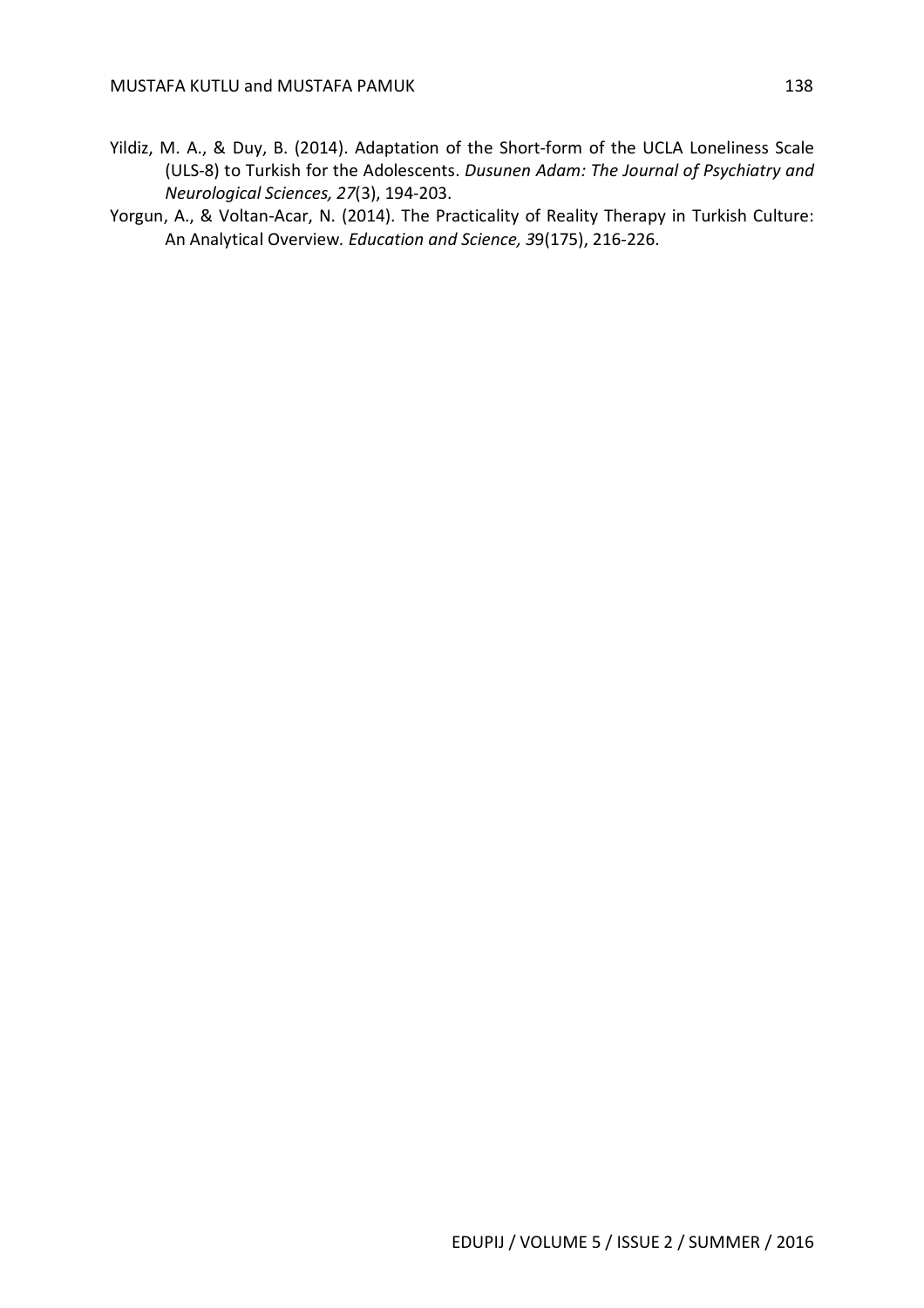Yildiz, M. A., & Duy, B. (2014). Adaptation of the Short-form of the UCLA Loneliness Scale (ULS-8) to Turkish for the Adolescents. *Dusunen Adam: The Journal of Psychiatry and Neurological Sciences, 27*(3), 194-203.

Yorgun, A., & Voltan-Acar, N. (2014). The Practicality of Reality Therapy in Turkish Culture: An Analytical Overview. *Education and Science, 3*9(175), 216-226.